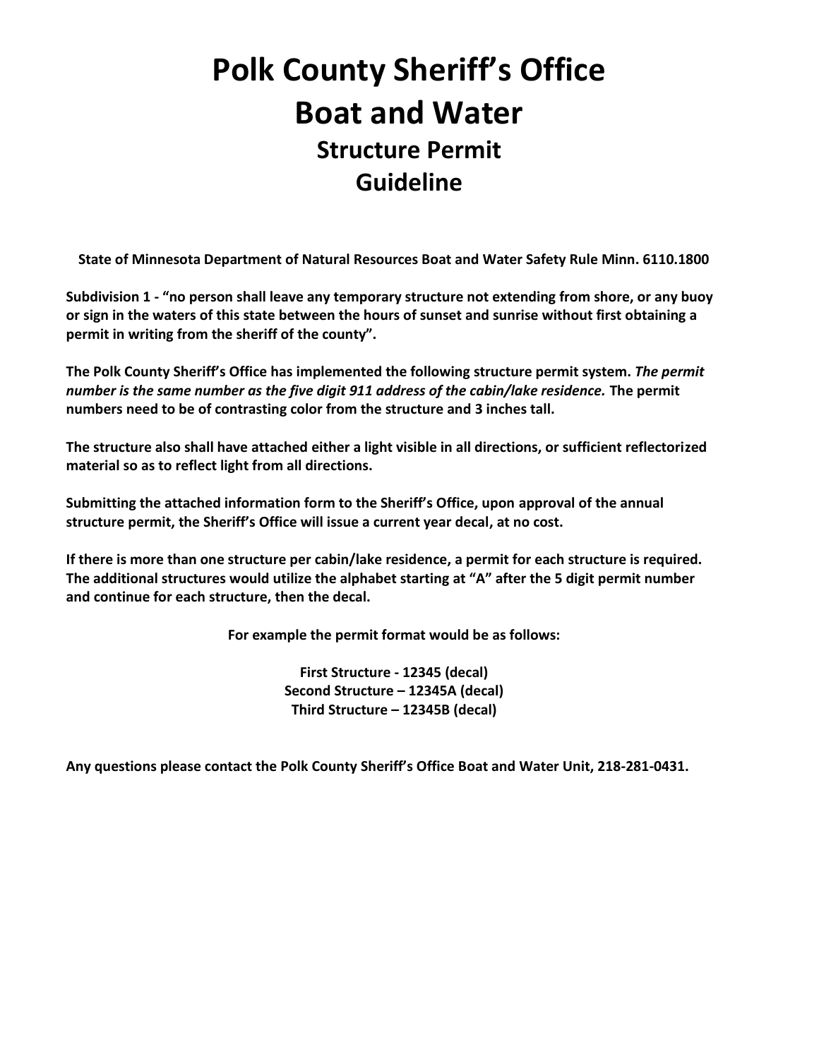# Polk County Sheriff's Office
# Boat and Water
## Structure Permit
## Guideline

**State of Minnesota Department of Natural Resources Boat and Water Safety Rule Minn. 6110.1800**

**Subdivision 1 - "no person shall leave any temporary structure not extending from shore, or any buoy or sign in the waters of this state between the hours of sunset and sunrise without first obtaining a permit in writing from the sheriff of the county".**

**The Polk County Sheriff's Office has implemented the following structure permit system. *The permit number is the same number as the five digit 911 address of the cabin/lake residence.* The permit numbers need to be of contrasting color from the structure and 3 inches tall.**

**The structure also shall have attached either a light visible in all directions, or sufficient reflectorized material so as to reflect light from all directions.**

**Submitting the attached information form to the Sheriff's Office, upon approval of the annual structure permit, the Sheriff's Office will issue a current year decal, at no cost.**

**If there is more than one structure per cabin/lake residence, a permit for each structure is required. The additional structures would utilize the alphabet starting at "A" after the 5 digit permit number and continue for each structure, then the decal.**

**For example the permit format would be as follows:**

**First Structure - 12345 (decal)**
**Second Structure – 12345A (decal)**
**Third Structure – 12345B (decal)**

**Any questions please contact the Polk County Sheriff's Office Boat and Water Unit, 218-281-0431.**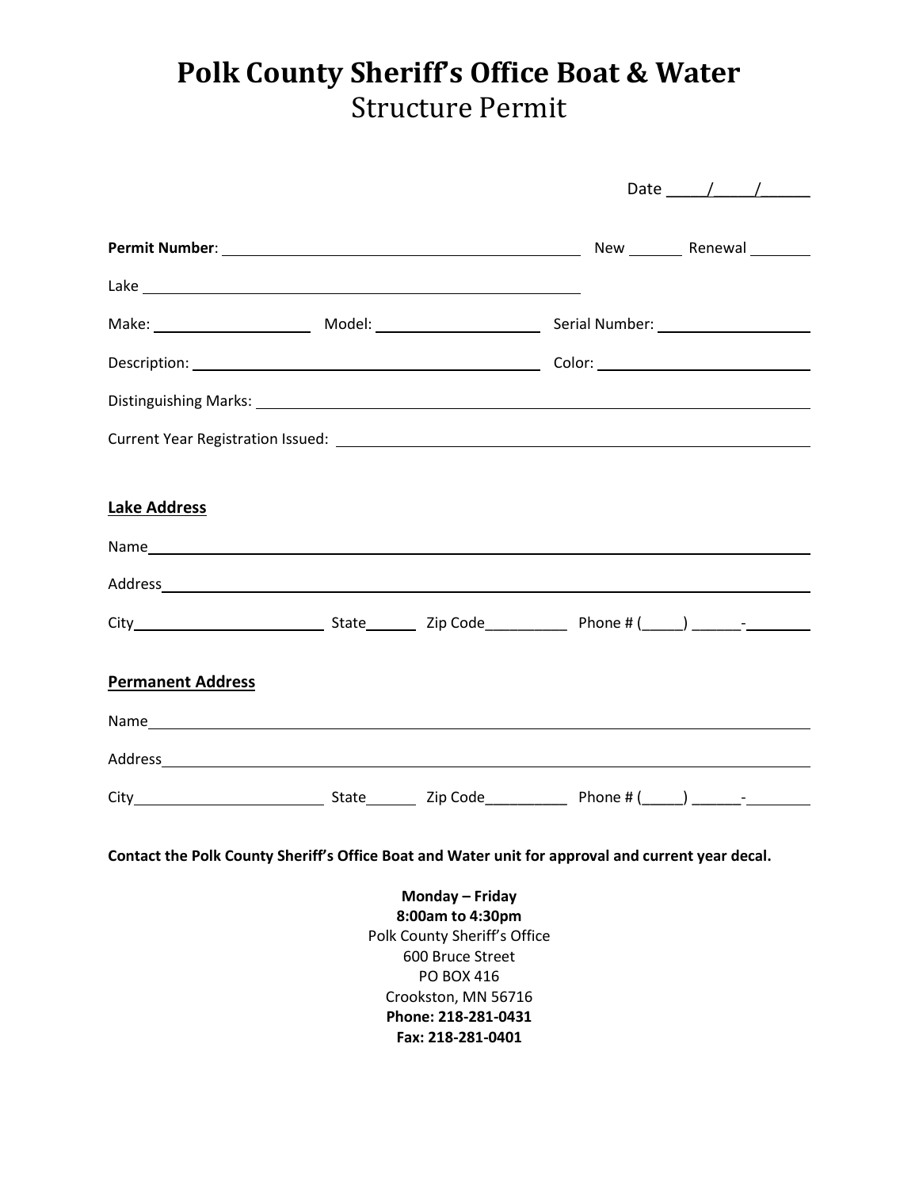# Polk County Sheriff's Office Boat & Water
## Structure Permit

Date \_\_\_\_\_/\_\_\_\_\_/\_\_\_\_\_\_

**Permit Number**: \_\_\_\_\_\_\_\_\_\_\_\_\_\_\_\_\_\_\_\_\_\_\_\_\_\_\_\_\_\_\_\_\_\_\_\_\_\_\_\_\_\_ New \_\_\_\_\_\_\_ Renewal \_\_\_\_\_\_\_\_

Lake \_\_\_\_\_\_\_\_\_\_\_\_\_\_\_\_\_\_\_\_\_\_\_\_\_\_\_\_\_\_\_\_\_\_\_\_\_\_\_\_\_\_\_\_\_\_\_\_\_\_

Make: \_\_\_\_\_\_\_\_\_\_\_\_\_\_\_\_\_\_\_\_ Model: \_\_\_\_\_\_\_\_\_\_\_\_\_\_\_\_\_\_\_\_ Serial Number: \_\_\_\_\_\_\_\_\_\_\_\_\_\_\_\_\_\_\_\_

Description: \_\_\_\_\_\_\_\_\_\_\_\_\_\_\_\_\_\_\_\_\_\_\_\_\_\_\_\_\_\_\_\_\_\_\_\_\_\_\_\_ Color: \_\_\_\_\_\_\_\_\_\_\_\_\_\_\_\_\_\_\_\_\_\_\_\_\_\_

Distinguishing Marks: \_\_\_\_\_\_\_\_\_\_\_\_\_\_\_\_\_\_\_\_\_\_\_\_\_\_\_\_\_\_\_\_\_\_\_\_\_\_\_\_\_\_\_\_\_\_\_\_\_\_\_\_\_\_\_\_\_\_\_\_\_\_\_\_\_

Current Year Registration Issued: \_\_\_\_\_\_\_\_\_\_\_\_\_\_\_\_\_\_\_\_\_\_\_\_\_\_\_\_\_\_\_\_\_\_\_\_\_\_\_\_\_\_\_\_\_\_\_\_\_\_\_\_\_\_\_\_

**Lake Address**

Name\_\_\_\_\_\_\_\_\_\_\_\_\_\_\_\_\_\_\_\_\_\_\_\_\_\_\_\_\_\_\_\_\_\_\_\_\_\_\_\_\_\_\_\_\_\_\_\_\_\_\_\_\_\_\_\_\_\_\_\_\_\_\_\_\_\_\_\_\_\_\_\_\_\_

Address\_\_\_\_\_\_\_\_\_\_\_\_\_\_\_\_\_\_\_\_\_\_\_\_\_\_\_\_\_\_\_\_\_\_\_\_\_\_\_\_\_\_\_\_\_\_\_\_\_\_\_\_\_\_\_\_\_\_\_\_\_\_\_\_\_\_\_\_\_\_\_\_

City\_\_\_\_\_\_\_\_\_\_\_\_\_\_\_\_\_\_\_\_\_\_\_\_\_ State\_\_\_\_\_\_\_ Zip Code\_\_\_\_\_\_\_\_\_\_ Phone # (\_\_\_\_\_) \_\_\_\_\_\_-\_\_\_\_\_\_\_\_

**Permanent Address**

Name\_\_\_\_\_\_\_\_\_\_\_\_\_\_\_\_\_\_\_\_\_\_\_\_\_\_\_\_\_\_\_\_\_\_\_\_\_\_\_\_\_\_\_\_\_\_\_\_\_\_\_\_\_\_\_\_\_\_\_\_\_\_\_\_\_\_\_\_\_\_\_\_\_\_

Address\_\_\_\_\_\_\_\_\_\_\_\_\_\_\_\_\_\_\_\_\_\_\_\_\_\_\_\_\_\_\_\_\_\_\_\_\_\_\_\_\_\_\_\_\_\_\_\_\_\_\_\_\_\_\_\_\_\_\_\_\_\_\_\_\_\_\_\_\_\_\_\_

City\_\_\_\_\_\_\_\_\_\_\_\_\_\_\_\_\_\_\_\_\_\_\_\_\_ State\_\_\_\_\_\_\_ Zip Code\_\_\_\_\_\_\_\_\_\_ Phone # (\_\_\_\_\_) \_\_\_\_\_\_-\_\_\_\_\_\_\_\_

**Contact the Polk County Sheriff's Office Boat and Water unit for approval and current year decal.**

**Monday – Friday**
**8:00am to 4:30pm**
Polk County Sheriff's Office
600 Bruce Street
PO BOX 416
Crookston, MN 56716
**Phone: 218-281-0431**
**Fax: 218-281-0401**